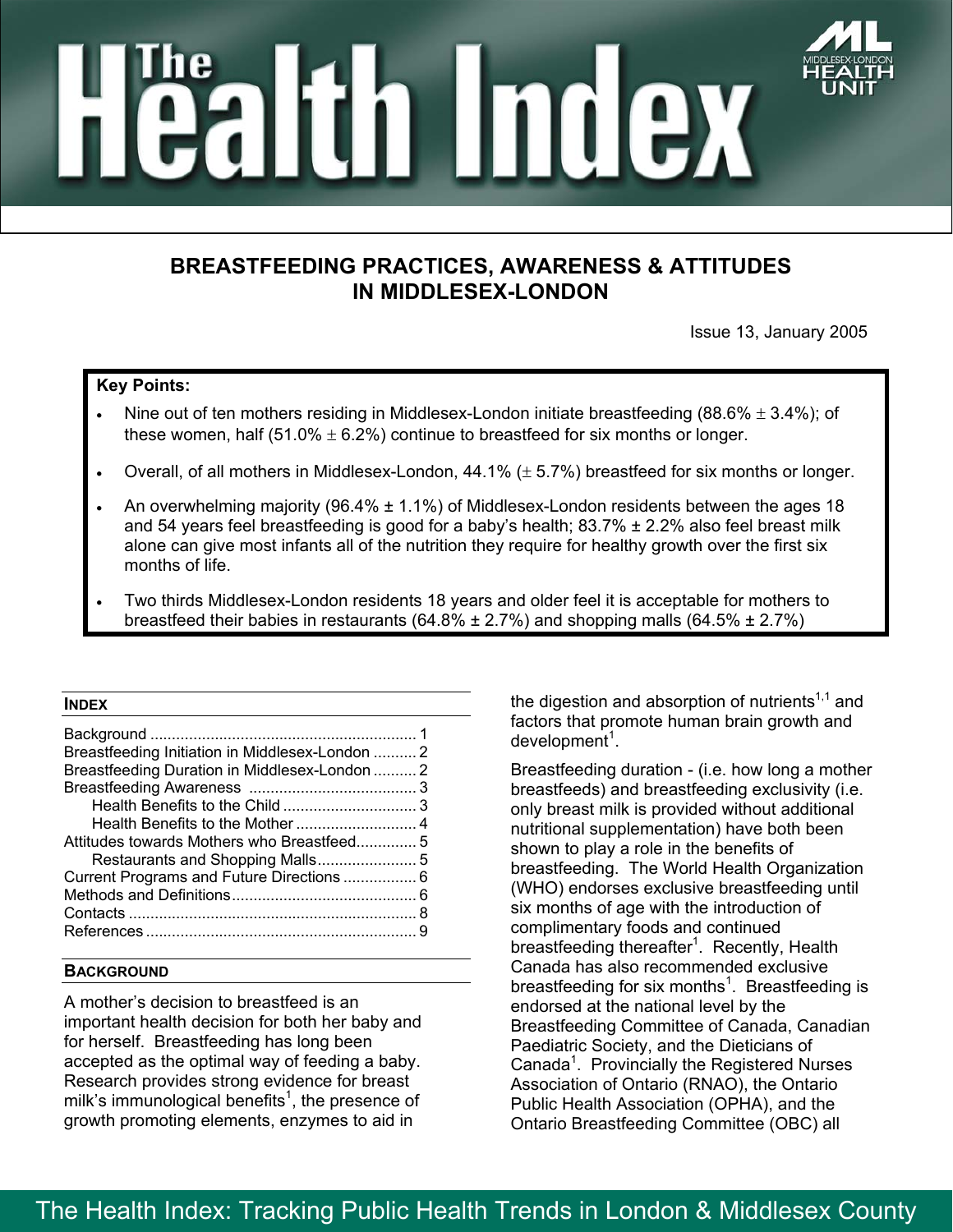# The Health Index

MIDDLESEX-LONDON HEALTH UNIT

## BREASTFEEDING PRACTICES, AWARENESS & ATTITUDES IN MIDDLESEX-LONDON

Issue 13, January 2005

**Key Points:**

- Nine out of ten mothers residing in Middlesex-London initiate breastfeeding (88.6% ± 3.4%); of these women, half (51.0% ± 6.2%) continue to breastfeed for six months or longer.
- Overall, of all mothers in Middlesex-London, 44.1% (± 5.7%) breastfeed for six months or longer.
- An overwhelming majority (96.4% ± 1.1%) of Middlesex-London residents between the ages 18 and 54 years feel breastfeeding is good for a baby's health; 83.7% ± 2.2% also feel breast milk alone can give most infants all of the nutrition they require for healthy growth over the first six months of life.
- Two thirds Middlesex-London residents 18 years and older feel it is acceptable for mothers to breastfeed their babies in restaurants (64.8% ± 2.7%) and shopping malls (64.5% ± 2.7%)

### INDEX

- Background ............ 1
- Breastfeeding Initiation in Middlesex-London .......... 2
- Breastfeeding Duration in Middlesex-London .......... 2
- Breastfeeding Awareness ............ 3
  - Health Benefits to the Child ............ 3
  - Health Benefits to the Mother ............ 4
- Attitudes towards Mothers who Breastfeed............ 5
  - Restaurants and Shopping Malls............ 5
- Current Programs and Future Directions ............ 6
- Methods and Definitions............ 6
- Contacts ............ 8
- References ............ 9

### BACKGROUND

A mother's decision to breastfeed is an important health decision for both her baby and for herself. Breastfeeding has long been accepted as the optimal way of feeding a baby. Research provides strong evidence for breast milk's immunological benefits[1], the presence of growth promoting elements, enzymes to aid in the digestion and absorption of nutrients[1,1] and factors that promote human brain growth and development[1].

Breastfeeding duration - (i.e. how long a mother breastfeeds) and breastfeeding exclusivity (i.e. only breast milk is provided without additional nutritional supplementation) have both been shown to play a role in the benefits of breastfeeding. The World Health Organization (WHO) endorses exclusive breastfeeding until six months of age with the introduction of complimentary foods and continued breastfeeding thereafter[1]. Recently, Health Canada has also recommended exclusive breastfeeding for six months[1]. Breastfeeding is endorsed at the national level by the Breastfeeding Committee of Canada, Canadian Paediatric Society, and the Dieticians of Canada[1]. Provincially the Registered Nurses Association of Ontario (RNAO), the Ontario Public Health Association (OPHA), and the Ontario Breastfeeding Committee (OBC) all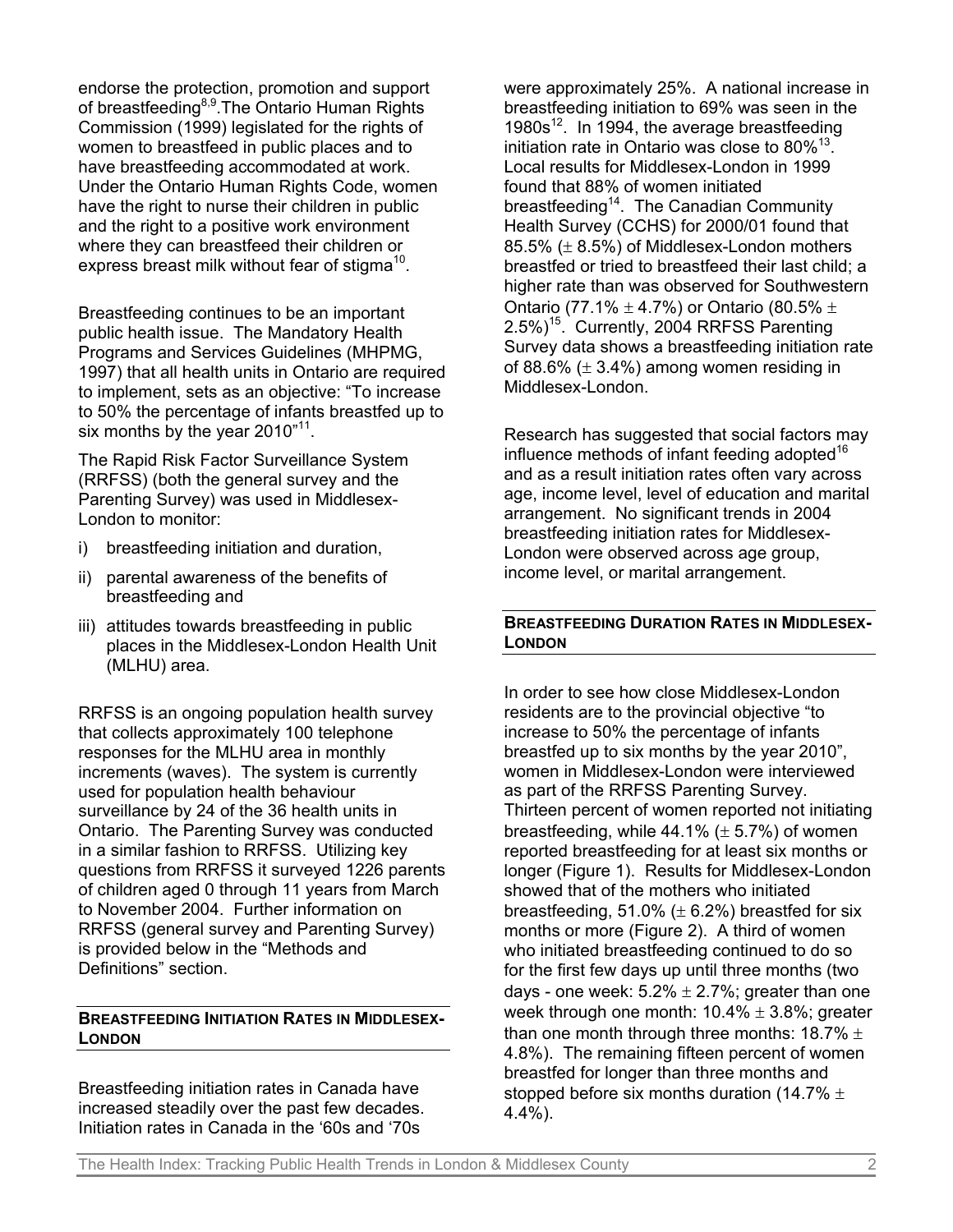endorse the protection, promotion and support of breastfeeding[8,9]. The Ontario Human Rights Commission (1999) legislated for the rights of women to breastfeed in public places and to have breastfeeding accommodated at work. Under the Ontario Human Rights Code, women have the right to nurse their children in public and the right to a positive work environment where they can breastfeed their children or express breast milk without fear of stigma[10].

Breastfeeding continues to be an important public health issue. The Mandatory Health Programs and Services Guidelines (MHPMG, 1997) that all health units in Ontario are required to implement, sets as an objective: "To increase to 50% the percentage of infants breastfed up to six months by the year 2010"[11].

The Rapid Risk Factor Surveillance System (RRFSS) (both the general survey and the Parenting Survey) was used in Middlesex-London to monitor:

i) breastfeeding initiation and duration,
ii) parental awareness of the benefits of breastfeeding and
iii) attitudes towards breastfeeding in public places in the Middlesex-London Health Unit (MLHU) area.

RRFSS is an ongoing population health survey that collects approximately 100 telephone responses for the MLHU area in monthly increments (waves). The system is currently used for population health behaviour surveillance by 24 of the 36 health units in Ontario. The Parenting Survey was conducted in a similar fashion to RRFSS. Utilizing key questions from RRFSS it surveyed 1226 parents of children aged 0 through 11 years from March to November 2004. Further information on RRFSS (general survey and Parenting Survey) is provided below in the "Methods and Definitions" section.

## BREASTFEEDING INITIATION RATES IN MIDDLESEX-LONDON

Breastfeeding initiation rates in Canada have increased steadily over the past few decades. Initiation rates in Canada in the '60s and '70s were approximately 25%. A national increase in breastfeeding initiation to 69% was seen in the 1980s[12]. In 1994, the average breastfeeding initiation rate in Ontario was close to 80%[13]. Local results for Middlesex-London in 1999 found that 88% of women initiated breastfeeding[14]. The Canadian Community Health Survey (CCHS) for 2000/01 found that 85.5% ($\pm$ 8.5%) of Middlesex-London mothers breastfed or tried to breastfeed their last child; a higher rate than was observed for Southwestern Ontario (77.1% $\pm$ 4.7%) or Ontario (80.5% $\pm$ 2.5%)[15]. Currently, 2004 RRFSS Parenting Survey data shows a breastfeeding initiation rate of 88.6% ($\pm$ 3.4%) among women residing in Middlesex-London.

Research has suggested that social factors may influence methods of infant feeding adopted[16] and as a result initiation rates often vary across age, income level, level of education and marital arrangement. No significant trends in 2004 breastfeeding initiation rates for Middlesex-London were observed across age group, income level, or marital arrangement.

## BREASTFEEDING DURATION RATES IN MIDDLESEX-LONDON

In order to see how close Middlesex-London residents are to the provincial objective "to increase to 50% the percentage of infants breastfed up to six months by the year 2010", women in Middlesex-London were interviewed as part of the RRFSS Parenting Survey. Thirteen percent of women reported not initiating breastfeeding, while 44.1% ($\pm$ 5.7%) of women reported breastfeeding for at least six months or longer (Figure 1). Results for Middlesex-London showed that of the mothers who initiated breastfeeding, 51.0% ($\pm$ 6.2%) breastfed for six months or more (Figure 2). A third of women who initiated breastfeeding continued to do so for the first few days up until three months (two days - one week: 5.2% $\pm$ 2.7%; greater than one week through one month: 10.4% $\pm$ 3.8%; greater than one month through three months: 18.7% $\pm$ 4.8%). The remaining fifteen percent of women breastfed for longer than three months and stopped before six months duration (14.7% $\pm$ 4.4%).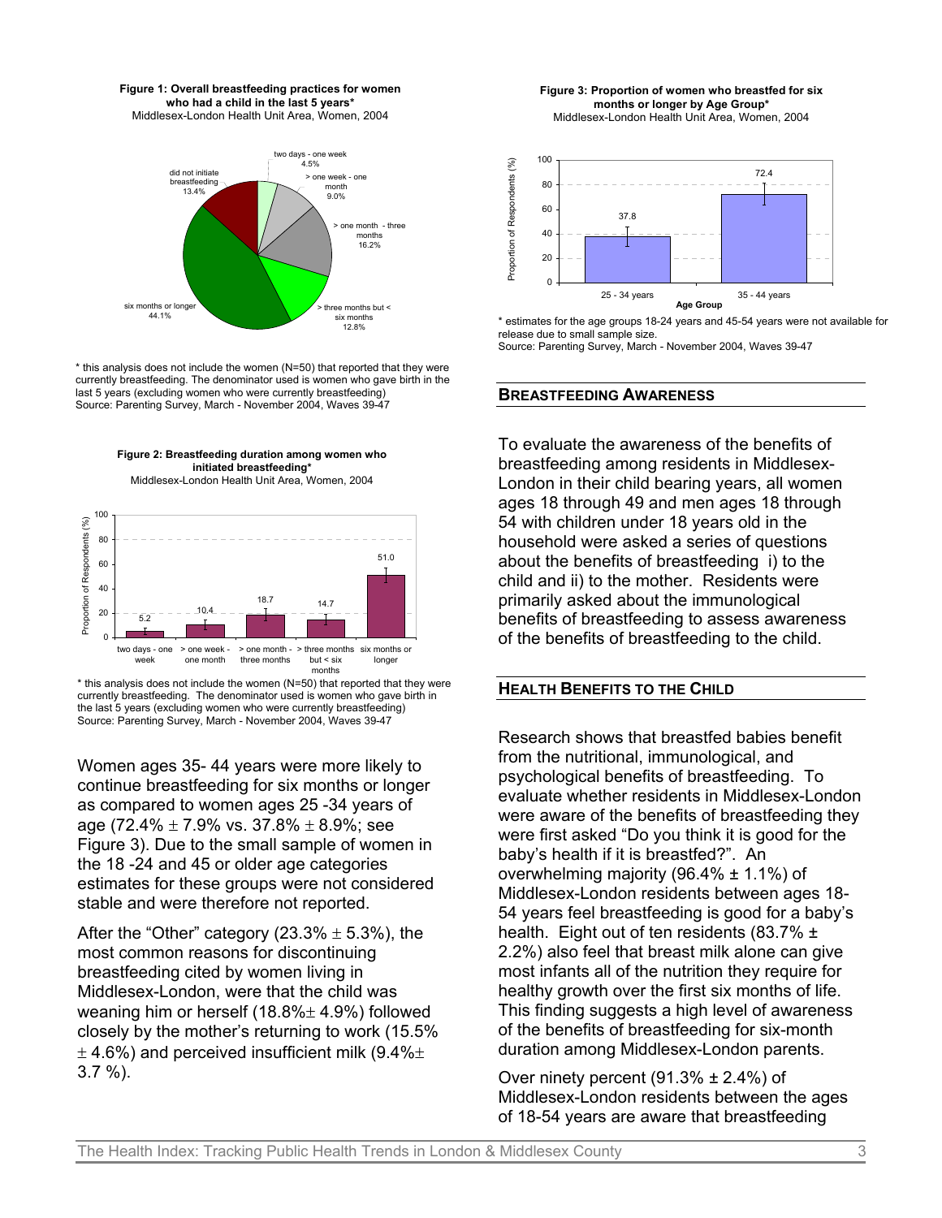**Figure 1: Overall breastfeeding practices for women who had a child in the last 5 years***
Middlesex-London Health Unit Area, Women, 2004

| Category | Percent |
|---|---|
| did not initiate breastfeeding | 13.4% |
| two days - one week | 4.5% |
| > one week - one month | 9.0% |
| > one month - three months | 16.2% |
| > three months but < six months | 12.8% |
| six months or longer | 44.1% |

* this analysis does not include the women (N=50) that reported that they were currently breastfeeding. The denominator used is women who gave birth in the last 5 years (excluding women who were currently breastfeeding)
Source: Parenting Survey, March - November 2004, Waves 39-47

**Figure 2: Breastfeeding duration among women who initiated breastfeeding***
Middlesex-London Health Unit Area, Women, 2004

| Duration | Proportion of Respondents (%) |
|---|---|
| two days - one week | 5.2 |
| > one week - one month | 10.4 |
| > one month - three months | 18.7 |
| > three months but < six months | 14.7 |
| six months or longer | 51.0 |

* this analysis does not include the women (N=50) that reported that they were currently breastfeeding. The denominator used is women who gave birth in the last 5 years (excluding women who were currently breastfeeding)
Source: Parenting Survey, March - November 2004, Waves 39-47

Women ages 35- 44 years were more likely to continue breastfeeding for six months or longer as compared to women ages 25 -34 years of age (72.4% ± 7.9% vs. 37.8% ± 8.9%; see Figure 3). Due to the small sample of women in the 18 -24 and 45 or older age categories estimates for these groups were not considered stable and were therefore not reported.

After the "Other" category (23.3% ± 5.3%), the most common reasons for discontinuing breastfeeding cited by women living in Middlesex-London, were that the child was weaning him or herself (18.8%± 4.9%) followed closely by the mother's returning to work (15.5% ± 4.6%) and perceived insufficient milk (9.4%± 3.7 %).

**Figure 3: Proportion of women who breastfed for six months or longer by Age Group***
Middlesex-London Health Unit Area, Women, 2004

| Age Group | Proportion of Respondents (%) |
|---|---|
| 25 - 34 years | 37.8 |
| 35 - 44 years | 72.4 |

* estimates for the age groups 18-24 years and 45-54 years were not available for release due to small sample size.
Source: Parenting Survey, March - November 2004, Waves 39-47

## BREASTFEEDING AWARENESS

To evaluate the awareness of the benefits of breastfeeding among residents in Middlesex-London in their child bearing years, all women ages 18 through 49 and men ages 18 through 54 with children under 18 years old in the household were asked a series of questions about the benefits of breastfeeding i) to the child and ii) to the mother. Residents were primarily asked about the immunological benefits of breastfeeding to assess awareness of the benefits of breastfeeding to the child.

## HEALTH BENEFITS TO THE CHILD

Research shows that breastfed babies benefit from the nutritional, immunological, and psychological benefits of breastfeeding. To evaluate whether residents in Middlesex-London were aware of the benefits of breastfeeding they were first asked "Do you think it is good for the baby's health if it is breastfed?". An overwhelming majority (96.4% ± 1.1%) of Middlesex-London residents between ages 18-54 years feel breastfeeding is good for a baby's health. Eight out of ten residents (83.7% ± 2.2%) also feel that breast milk alone can give most infants all of the nutrition they require for healthy growth over the first six months of life. This finding suggests a high level of awareness of the benefits of breastfeeding for six-month duration among Middlesex-London parents.

Over ninety percent (91.3% ± 2.4%) of Middlesex-London residents between the ages of 18-54 years are aware that breastfeeding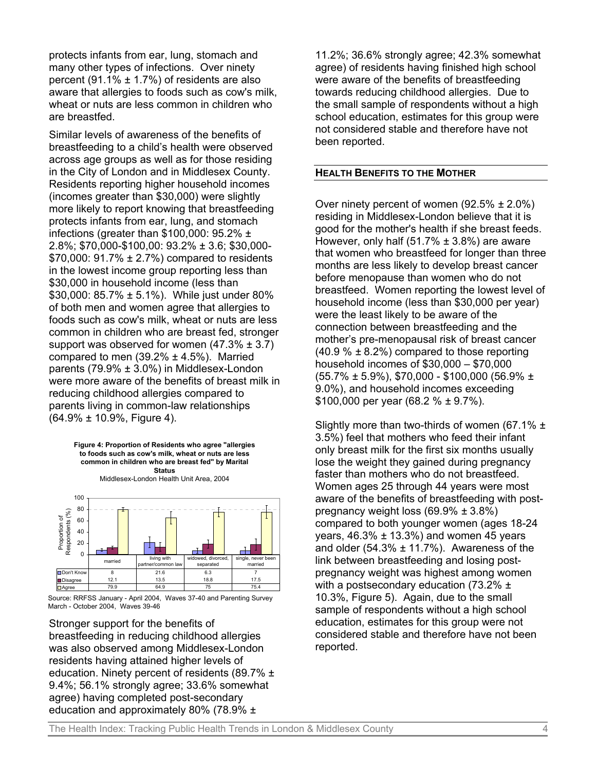protects infants from ear, lung, stomach and many other types of infections. Over ninety percent (91.1% ± 1.7%) of residents are also aware that allergies to foods such as cow's milk, wheat or nuts are less common in children who are breastfed.

Similar levels of awareness of the benefits of breastfeeding to a child's health were observed across age groups as well as for those residing in the City of London and in Middlesex County. Residents reporting higher household incomes (incomes greater than $30,000) were slightly more likely to report knowing that breastfeeding protects infants from ear, lung, and stomach infections (greater than $100,000: 95.2% ± 2.8%; $70,000-$100,00: 93.2% ± 3.6; $30,000-$70,000: 91.7% ± 2.7%) compared to residents in the lowest income group reporting less than $30,000 in household income (less than $30,000: 85.7% ± 5.1%). While just under 80% of both men and women agree that allergies to foods such as cow's milk, wheat or nuts are less common in children who are breast fed, stronger support was observed for women (47.3% ± 3.7) compared to men (39.2% ± 4.5%). Married parents (79.9% ± 3.0%) in Middlesex-London were more aware of the benefits of breast milk in reducing childhood allergies compared to parents living in common-law relationships (64.9% ± 10.9%, Figure 4).

**Figure 4: Proportion of Residents who agree "allergies to foods such as cow's milk, wheat or nuts are less common in children who are breast fed" by Marital Status**
Middlesex-London Health Unit Area, 2004

| | married | living with partner/common law | widowed, divorced, separated | single, never been married |
|---|---|---|---|---|
| Don't Know | 8 | 21.6 | 6.3 | 7 |
| Disagree | 12.1 | 13.5 | 18.8 | 17.5 |
| Agree | 79.9 | 64.9 | 75 | 75.4 |

Source: RRFSS January - April 2004, Waves 37-40 and Parenting Survey March - October 2004, Waves 39-46

Stronger support for the benefits of breastfeeding in reducing childhood allergies was also observed among Middlesex-London residents having attained higher levels of education. Ninety percent of residents (89.7% ± 9.4%; 56.1% strongly agree; 33.6% somewhat agree) having completed post-secondary education and approximately 80% (78.9% ± 11.2%; 36.6% strongly agree; 42.3% somewhat agree) of residents having finished high school were aware of the benefits of breastfeeding towards reducing childhood allergies. Due to the small sample of respondents without a high school education, estimates for this group were not considered stable and therefore have not been reported.

## HEALTH BENEFITS TO THE MOTHER

Over ninety percent of women (92.5% ± 2.0%) residing in Middlesex-London believe that it is good for the mother's health if she breast feeds. However, only half (51.7% ± 3.8%) are aware that women who breastfeed for longer than three months are less likely to develop breast cancer before menopause than women who do not breastfeed. Women reporting the lowest level of household income (less than $30,000 per year) were the least likely to be aware of the connection between breastfeeding and the mother's pre-menopausal risk of breast cancer (40.9 % ± 8.2%) compared to those reporting household incomes of $30,000 – $70,000 (55.7% ± 5.9%), $70,000 - $100,000 (56.9% ± 9.0%), and household incomes exceeding $100,000 per year (68.2 % ± 9.7%).

Slightly more than two-thirds of women (67.1% ± 3.5%) feel that mothers who feed their infant only breast milk for the first six months usually lose the weight they gained during pregnancy faster than mothers who do not breastfeed. Women ages 25 through 44 years were most aware of the benefits of breastfeeding with post-pregnancy weight loss (69.9% ± 3.8%) compared to both younger women (ages 18-24 years, 46.3% ± 13.3%) and women 45 years and older (54.3% ± 11.7%). Awareness of the link between breastfeeding and losing post-pregnancy weight was highest among women with a postsecondary education (73.2% ± 10.3%, Figure 5). Again, due to the small sample of respondents without a high school education, estimates for this group were not considered stable and therefore have not been reported.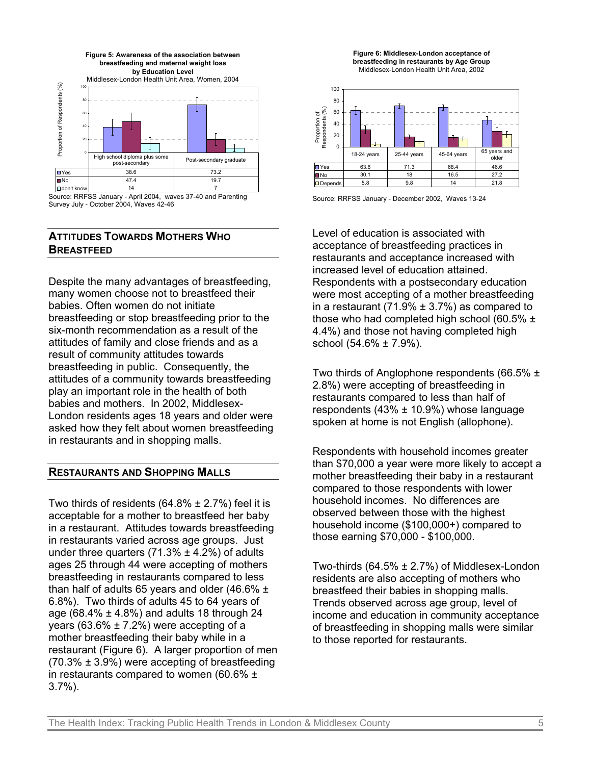**Figure 5: Awareness of the association between breastfeeding and maternal weight loss by Education Level**
Middlesex-London Health Unit Area, Women, 2004

| | High school diploma plus some post-secondary | Post-secondary graduate |
|---|---|---|
| Yes | 38.6 | 73.2 |
| No | 47.4 | 19.7 |
| don't know | 14 | 7 |

Source: RRFSS January - April 2004, waves 37-40 and Parenting Survey July - October 2004, Waves 42-46

**Figure 6: Middlesex-London acceptance of breastfeeding in restaurants by Age Group**
Middlesex-London Health Unit Area, 2002

| | 18-24 years | 25-44 years | 45-64 years | 65 years and older |
|---|---|---|---|---|
| Yes | 63.6 | 71.3 | 68.4 | 46.6 |
| No | 30.1 | 18 | 16.5 | 27.2 |
| Depends | 5.8 | 9.8 | 14 | 21.8 |

Source: RRFSS January - December 2002, Waves 13-24

## Attitudes Towards Mothers Who Breastfeed

Despite the many advantages of breastfeeding, many women choose not to breastfeed their babies. Often women do not initiate breastfeeding or stop breastfeeding prior to the six-month recommendation as a result of the attitudes of family and close friends and as a result of community attitudes towards breastfeeding in public. Consequently, the attitudes of a community towards breastfeeding play an important role in the health of both babies and mothers. In 2002, Middlesex-London residents ages 18 years and older were asked how they felt about women breastfeeding in restaurants and in shopping malls.

## Restaurants and Shopping Malls

Two thirds of residents (64.8% ± 2.7%) feel it is acceptable for a mother to breastfeed her baby in a restaurant. Attitudes towards breastfeeding in restaurants varied across age groups. Just under three quarters (71.3% ± 4.2%) of adults ages 25 through 44 were accepting of mothers breastfeeding in restaurants compared to less than half of adults 65 years and older (46.6% ± 6.8%). Two thirds of adults 45 to 64 years of age (68.4% ± 4.8%) and adults 18 through 24 years (63.6% ± 7.2%) were accepting of a mother breastfeeding their baby while in a restaurant (Figure 6). A larger proportion of men (70.3% ± 3.9%) were accepting of breastfeeding in restaurants compared to women (60.6% ± 3.7%).

Level of education is associated with acceptance of breastfeeding practices in restaurants and acceptance increased with increased level of education attained. Respondents with a postsecondary education were most accepting of a mother breastfeeding in a restaurant (71.9% ± 3.7%) as compared to those who had completed high school (60.5% ± 4.4%) and those not having completed high school (54.6% ± 7.9%).

Two thirds of Anglophone respondents (66.5% ± 2.8%) were accepting of breastfeeding in restaurants compared to less than half of respondents (43% ± 10.9%) whose language spoken at home is not English (allophone).

Respondents with household incomes greater than $70,000 a year were more likely to accept a mother breastfeeding their baby in a restaurant compared to those respondents with lower household incomes. No differences are observed between those with the highest household income ($100,000+) compared to those earning $70,000 - $100,000.

Two-thirds (64.5% ± 2.7%) of Middlesex-London residents are also accepting of mothers who breastfeed their babies in shopping malls. Trends observed across age group, level of income and education in community acceptance of breastfeeding in shopping malls were similar to those reported for restaurants.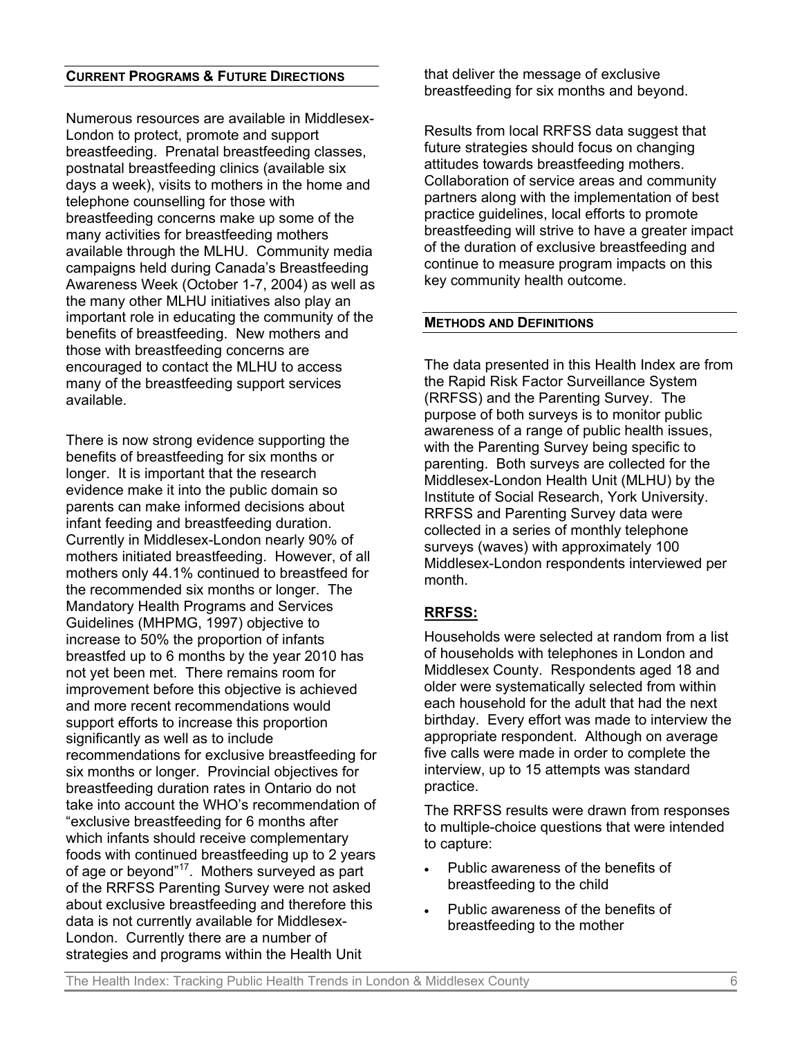## Current Programs & Future Directions

Numerous resources are available in Middlesex-London to protect, promote and support breastfeeding. Prenatal breastfeeding classes, postnatal breastfeeding clinics (available six days a week), visits to mothers in the home and telephone counselling for those with breastfeeding concerns make up some of the many activities for breastfeeding mothers available through the MLHU. Community media campaigns held during Canada's Breastfeeding Awareness Week (October 1-7, 2004) as well as the many other MLHU initiatives also play an important role in educating the community of the benefits of breastfeeding. New mothers and those with breastfeeding concerns are encouraged to contact the MLHU to access many of the breastfeeding support services available.

There is now strong evidence supporting the benefits of breastfeeding for six months or longer. It is important that the research evidence make it into the public domain so parents can make informed decisions about infant feeding and breastfeeding duration. Currently in Middlesex-London nearly 90% of mothers initiated breastfeeding. However, of all mothers only 44.1% continued to breastfeed for the recommended six months or longer. The Mandatory Health Programs and Services Guidelines (MHPMG, 1997) objective to increase to 50% the proportion of infants breastfed up to 6 months by the year 2010 has not yet been met. There remains room for improvement before this objective is achieved and more recent recommendations would support efforts to increase this proportion significantly as well as to include recommendations for exclusive breastfeeding for six months or longer. Provincial objectives for breastfeeding duration rates in Ontario do not take into account the WHO's recommendation of "exclusive breastfeeding for 6 months after which infants should receive complementary foods with continued breastfeeding up to 2 years of age or beyond"[17]. Mothers surveyed as part of the RRFSS Parenting Survey were not asked about exclusive breastfeeding and therefore this data is not currently available for Middlesex-London. Currently there are a number of strategies and programs within the Health Unit that deliver the message of exclusive breastfeeding for six months and beyond.

Results from local RRFSS data suggest that future strategies should focus on changing attitudes towards breastfeeding mothers. Collaboration of service areas and community partners along with the implementation of best practice guidelines, local efforts to promote breastfeeding will strive to have a greater impact of the duration of exclusive breastfeeding and continue to measure program impacts on this key community health outcome.

## Methods and Definitions

The data presented in this Health Index are from the Rapid Risk Factor Surveillance System (RRFSS) and the Parenting Survey. The purpose of both surveys is to monitor public awareness of a range of public health issues, with the Parenting Survey being specific to parenting. Both surveys are collected for the Middlesex-London Health Unit (MLHU) by the Institute of Social Research, York University. RRFSS and Parenting Survey data were collected in a series of monthly telephone surveys (waves) with approximately 100 Middlesex-London respondents interviewed per month.

### RRFSS:

Households were selected at random from a list of households with telephones in London and Middlesex County. Respondents aged 18 and older were systematically selected from within each household for the adult that had the next birthday. Every effort was made to interview the appropriate respondent. Although on average five calls were made in order to complete the interview, up to 15 attempts was standard practice.

The RRFSS results were drawn from responses to multiple-choice questions that were intended to capture:

- Public awareness of the benefits of breastfeeding to the child
- Public awareness of the benefits of breastfeeding to the mother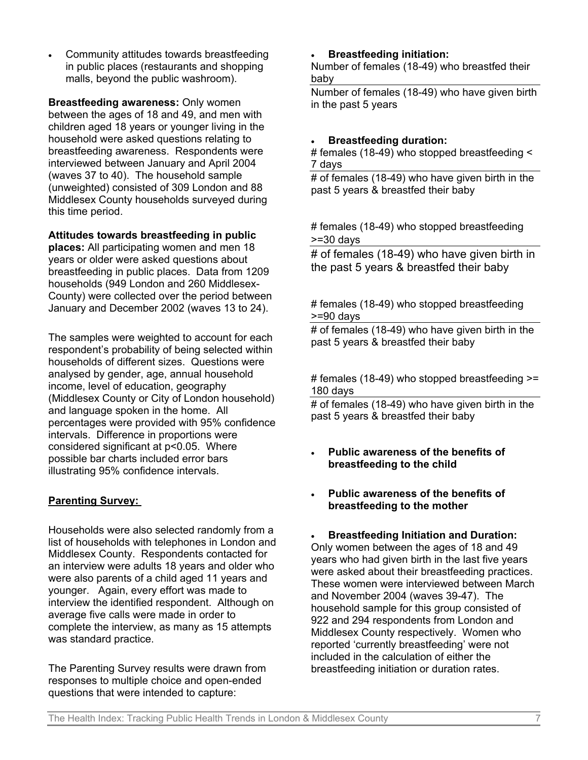- Community attitudes towards breastfeeding in public places (restaurants and shopping malls, beyond the public washroom).

**Breastfeeding awareness:** Only women between the ages of 18 and 49, and men with children aged 18 years or younger living in the household were asked questions relating to breastfeeding awareness. Respondents were interviewed between January and April 2004 (waves 37 to 40). The household sample (unweighted) consisted of 309 London and 88 Middlesex County households surveyed during this time period.

**Attitudes towards breastfeeding in public places:** All participating women and men 18 years or older were asked questions about breastfeeding in public places. Data from 1209 households (949 London and 260 Middlesex-County) were collected over the period between January and December 2002 (waves 13 to 24).

The samples were weighted to account for each respondent's probability of being selected within households of different sizes. Questions were analysed by gender, age, annual household income, level of education, geography (Middlesex County or City of London household) and language spoken in the home. All percentages were provided with 95% confidence intervals. Difference in proportions were considered significant at $p<0.05$. Where possible bar charts included error bars illustrating 95% confidence intervals.

**<u>Parenting Survey:</u>**

Households were also selected randomly from a list of households with telephones in London and Middlesex County. Respondents contacted for an interview were adults 18 years and older who were also parents of a child aged 11 years and younger. Again, every effort was made to interview the identified respondent. Although on average five calls were made in order to complete the interview, as many as 15 attempts was standard practice.

The Parenting Survey results were drawn from responses to multiple choice and open-ended questions that were intended to capture:

- **Breastfeeding initiation:**

$$\frac{\text{Number of females (18-49) who breastfed their baby}}{\text{Number of females (18-49) who have given birth in the past 5 years}}$$

- **Breastfeeding duration:**

$$\frac{\text{\# females (18-49) who stopped breastfeeding < 7 days}}{\text{\# of females (18-49) who have given birth in the past 5 years \& breastfed their baby}}$$

$$\frac{\text{\# females (18-49) who stopped breastfeeding >=30 days}}{\text{\# of females (18-49) who have given birth in the past 5 years \& breastfed their baby}}$$

$$\frac{\text{\# females (18-49) who stopped breastfeeding >=90 days}}{\text{\# of females (18-49) who have given birth in the past 5 years \& breastfed their baby}}$$

$$\frac{\text{\# females (18-49) who stopped breastfeeding >= 180 days}}{\text{\# of females (18-49) who have given birth in the past 5 years \& breastfed their baby}}$$

- **Public awareness of the benefits of breastfeeding to the child**

- **Public awareness of the benefits of breastfeeding to the mother**

- **Breastfeeding Initiation and Duration:** Only women between the ages of 18 and 49 years who had given birth in the last five years were asked about their breastfeeding practices. These women were interviewed between March and November 2004 (waves 39-47). The household sample for this group consisted of 922 and 294 respondents from London and Middlesex County respectively. Women who reported 'currently breastfeeding' were not included in the calculation of either the breastfeeding initiation or duration rates.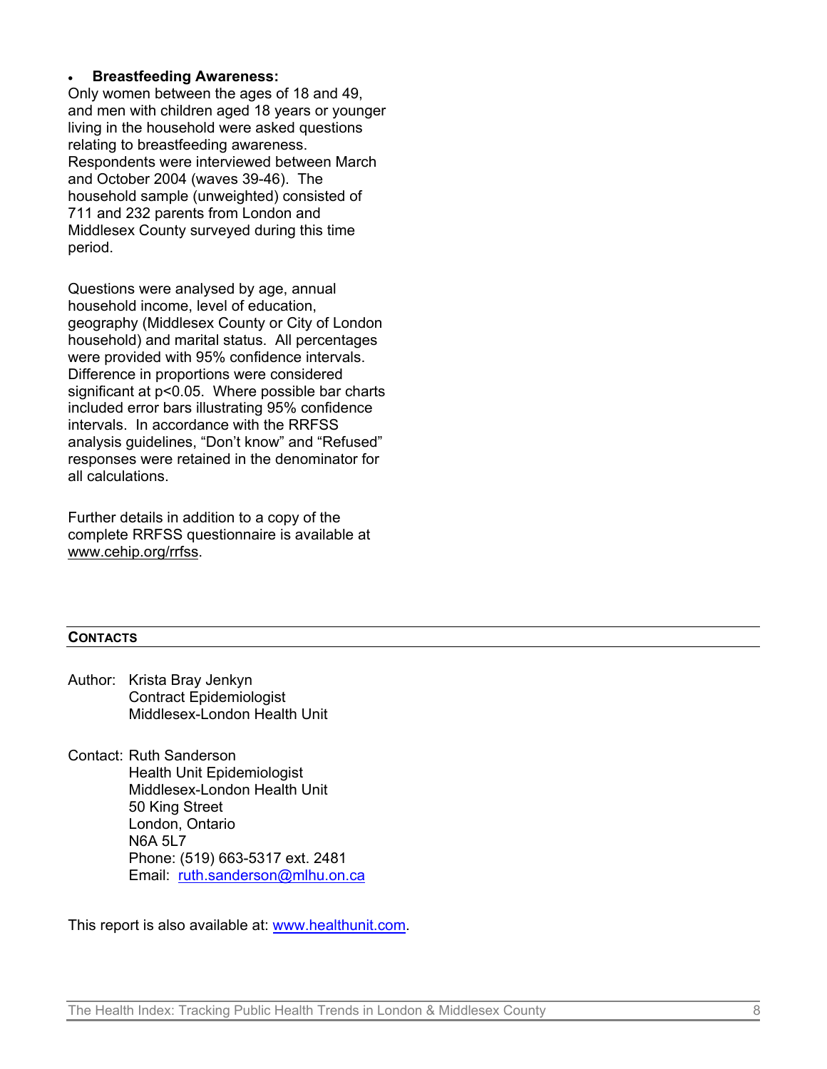- **Breastfeeding Awareness:**

Only women between the ages of 18 and 49, and men with children aged 18 years or younger living in the household were asked questions relating to breastfeeding awareness. Respondents were interviewed between March and October 2004 (waves 39-46). The household sample (unweighted) consisted of 711 and 232 parents from London and Middlesex County surveyed during this time period.

Questions were analysed by age, annual household income, level of education, geography (Middlesex County or City of London household) and marital status. All percentages were provided with 95% confidence intervals. Difference in proportions were considered significant at $p<0.05$. Where possible bar charts included error bars illustrating 95% confidence intervals. In accordance with the RRFSS analysis guidelines, "Don't know" and "Refused" responses were retained in the denominator for all calculations.

Further details in addition to a copy of the complete RRFSS questionnaire is available at www.cehip.org/rrfss.

## CONTACTS

Author: Krista Bray Jenkyn
Contract Epidemiologist
Middlesex-London Health Unit

Contact: Ruth Sanderson
Health Unit Epidemiologist
Middlesex-London Health Unit
50 King Street
London, Ontario
N6A 5L7
Phone: (519) 663-5317 ext. 2481
Email: ruth.sanderson@mlhu.on.ca

This report is also available at: www.healthunit.com.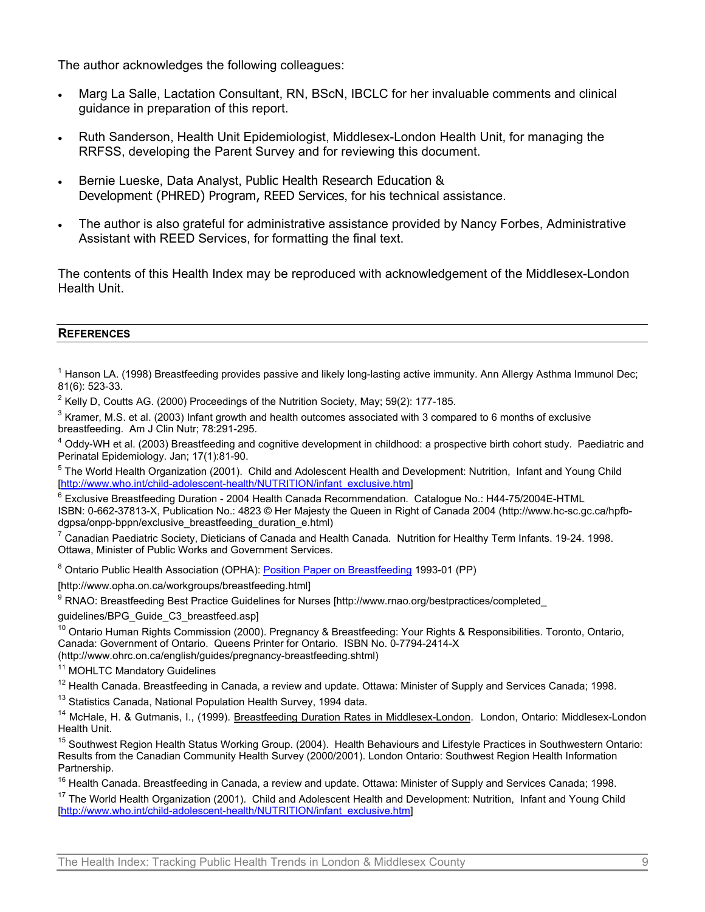The author acknowledges the following colleagues:

- Marg La Salle, Lactation Consultant, RN, BScN, IBCLC for her invaluable comments and clinical guidance in preparation of this report.
- Ruth Sanderson, Health Unit Epidemiologist, Middlesex-London Health Unit, for managing the RRFSS, developing the Parent Survey and for reviewing this document.
- Bernie Lueske, Data Analyst, Public Health Research Education & Development (PHRED) Program, REED Services, for his technical assistance.
- The author is also grateful for administrative assistance provided by Nancy Forbes, Administrative Assistant with REED Services, for formatting the final text.

The contents of this Health Index may be reproduced with acknowledgement of the Middlesex-London Health Unit.

## REFERENCES

[1] Hanson LA. (1998) Breastfeeding provides passive and likely long-lasting active immunity. Ann Allergy Asthma Immunol Dec; 81(6): 523-33.

[2] Kelly D, Coutts AG. (2000) Proceedings of the Nutrition Society, May; 59(2): 177-185.

[3] Kramer, M.S. et al. (2003) Infant growth and health outcomes associated with 3 compared to 6 months of exclusive breastfeeding. Am J Clin Nutr; 78:291-295.

[4] Oddy-WH et al. (2003) Breastfeeding and cognitive development in childhood: a prospective birth cohort study. Paediatric and Perinatal Epidemiology. Jan; 17(1):81-90.

[5] The World Health Organization (2001). Child and Adolescent Health and Development: Nutrition, Infant and Young Child [http://www.who.int/child-adolescent-health/NUTRITION/infant_exclusive.htm]

[6] Exclusive Breastfeeding Duration - 2004 Health Canada Recommendation. Catalogue No.: H44-75/2004E-HTML ISBN: 0-662-37813-X, Publication No.: 4823 © Her Majesty the Queen in Right of Canada 2004 (http://www.hc-sc.gc.ca/hpfb-dgpsa/onpp-bppn/exclusive_breastfeeding_duration_e.html)

[7] Canadian Paediatric Society, Dieticians of Canada and Health Canada. Nutrition for Healthy Term Infants. 19-24. 1998. Ottawa, Minister of Public Works and Government Services.

[8] Ontario Public Health Association (OPHA): Position Paper on Breastfeeding 1993-01 (PP) [http://www.opha.on.ca/workgroups/breastfeeding.html]

[9] RNAO: Breastfeeding Best Practice Guidelines for Nurses [http://www.rnao.org/bestpractices/completed_guidelines/BPG_Guide_C3_breastfeed.asp]

[10] Ontario Human Rights Commission (2000). Pregnancy & Breastfeeding: Your Rights & Responsibilities. Toronto, Ontario, Canada: Government of Ontario. Queens Printer for Ontario. ISBN No. 0-7794-2414-X (http://www.ohrc.on.ca/english/guides/pregnancy-breastfeeding.shtml)

[11] MOHLTC Mandatory Guidelines

[12] Health Canada. Breastfeeding in Canada, a review and update. Ottawa: Minister of Supply and Services Canada; 1998.

[13] Statistics Canada, National Population Health Survey, 1994 data.

[14] McHale, H. & Gutmanis, I., (1999). Breastfeeding Duration Rates in Middlesex-London. London, Ontario: Middlesex-London Health Unit.

[15] Southwest Region Health Status Working Group. (2004). Health Behaviours and Lifestyle Practices in Southwestern Ontario: Results from the Canadian Community Health Survey (2000/2001). London Ontario: Southwest Region Health Information Partnership.

[16] Health Canada. Breastfeeding in Canada, a review and update. Ottawa: Minister of Supply and Services Canada; 1998.

[17] The World Health Organization (2001). Child and Adolescent Health and Development: Nutrition, Infant and Young Child [http://www.who.int/child-adolescent-health/NUTRITION/infant_exclusive.htm]